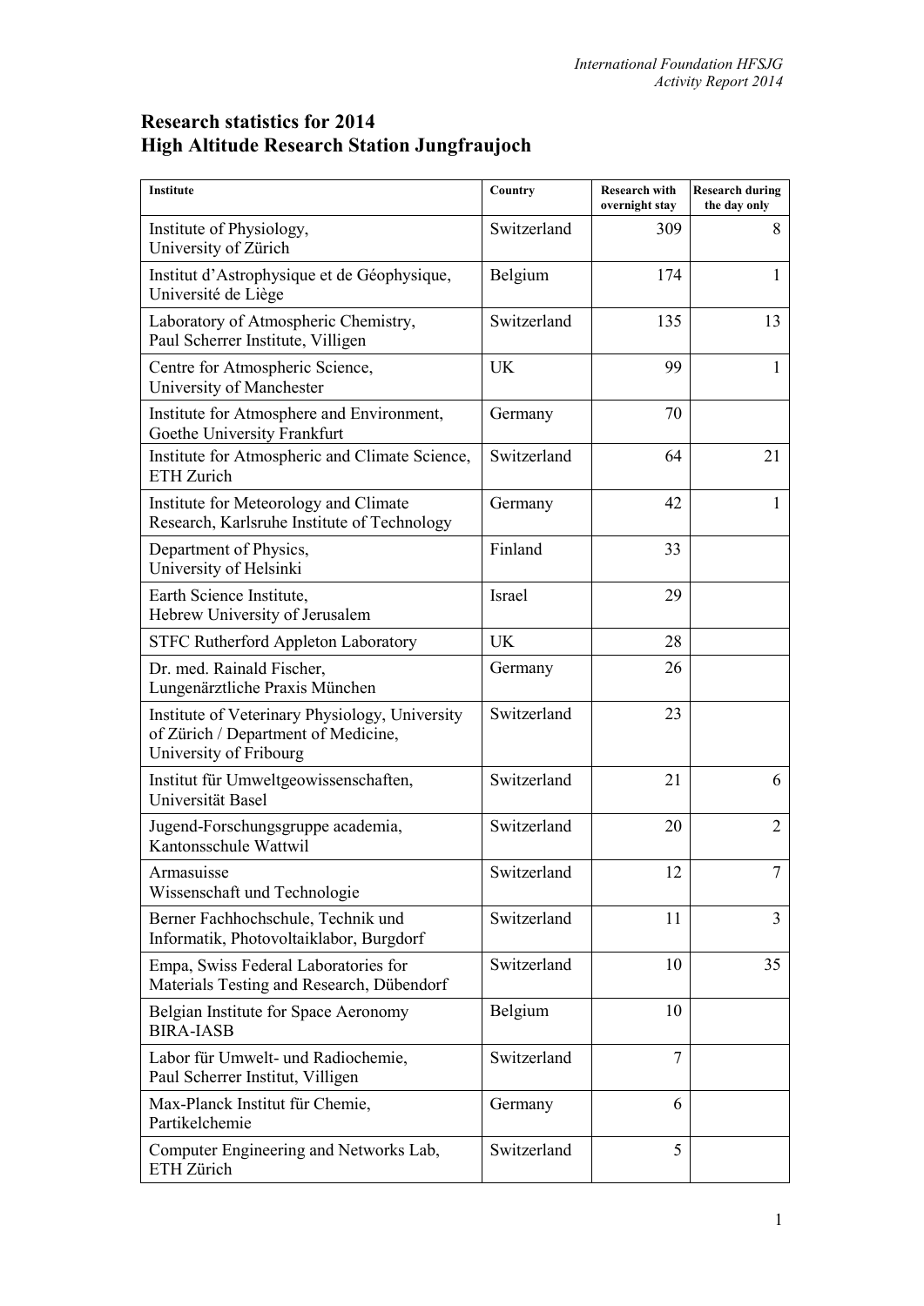# Research statistics for 2014
# High Altitude Research Station Jungfraujoch

| Institute | Country | Research with overnight stay | Research during the day only |
|---|---|---|---|
| Institute of Physiology, University of Zürich | Switzerland | 309 | 8 |
| Institut d'Astrophysique et de Géophysique, Université de Liège | Belgium | 174 | 1 |
| Laboratory of Atmospheric Chemistry, Paul Scherrer Institute, Villigen | Switzerland | 135 | 13 |
| Centre for Atmospheric Science, University of Manchester | UK | 99 | 1 |
| Institute for Atmosphere and Environment, Goethe University Frankfurt | Germany | 70 | |
| Institute for Atmospheric and Climate Science, ETH Zurich | Switzerland | 64 | 21 |
| Institute for Meteorology and Climate Research, Karlsruhe Institute of Technology | Germany | 42 | 1 |
| Department of Physics, University of Helsinki | Finland | 33 | |
| Earth Science Institute, Hebrew University of Jerusalem | Israel | 29 | |
| STFC Rutherford Appleton Laboratory | UK | 28 | |
| Dr. med. Rainald Fischer, Lungenärztliche Praxis München | Germany | 26 | |
| Institute of Veterinary Physiology, University of Zürich / Department of Medicine, University of Fribourg | Switzerland | 23 | |
| Institut für Umweltgeowissenschaften, Universität Basel | Switzerland | 21 | 6 |
| Jugend-Forschungsgruppe academia, Kantonsschule Wattwil | Switzerland | 20 | 2 |
| Armasuisse Wissenschaft und Technologie | Switzerland | 12 | 7 |
| Berner Fachhochschule, Technik und Informatik, Photovoltaiklabor, Burgdorf | Switzerland | 11 | 3 |
| Empa, Swiss Federal Laboratories for Materials Testing and Research, Dübendorf | Switzerland | 10 | 35 |
| Belgian Institute for Space Aeronomy BIRA-IASB | Belgium | 10 | |
| Labor für Umwelt- und Radiochemie, Paul Scherrer Institut, Villigen | Switzerland | 7 | |
| Max-Planck Institut für Chemie, Partikelchemie | Germany | 6 | |
| Computer Engineering and Networks Lab, ETH Zürich | Switzerland | 5 | |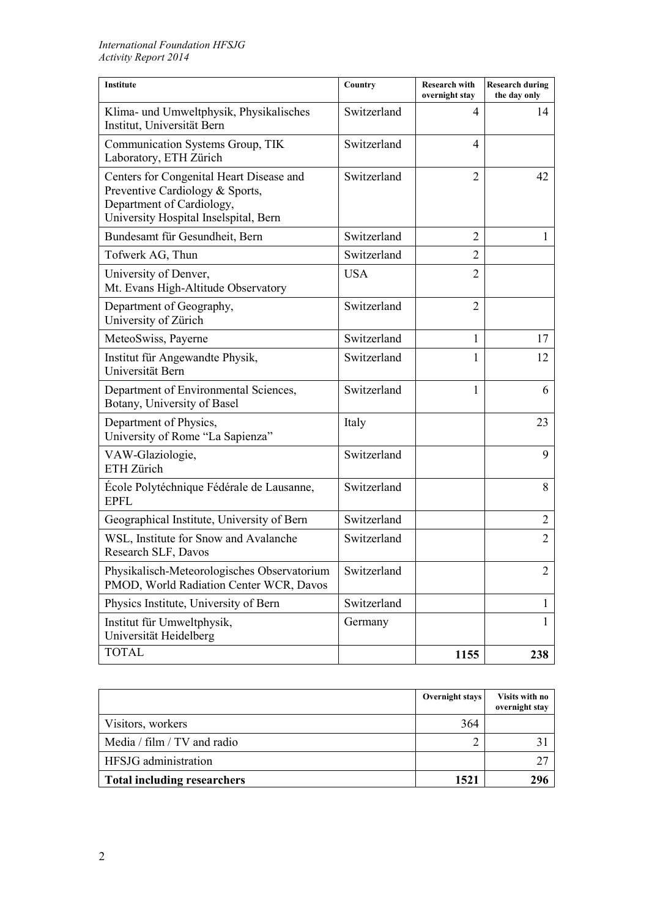| Institute | Country | Research with overnight stay | Research during the day only |
|---|---|---|---|
| Klima- und Umweltphysik, Physikalisches Institut, Universität Bern | Switzerland | 4 | 14 |
| Communication Systems Group, TIK Laboratory, ETH Zürich | Switzerland | 4 | |
| Centers for Congenital Heart Disease and Preventive Cardiology & Sports, Department of Cardiology, University Hospital Inselspital, Bern | Switzerland | 2 | 42 |
| Bundesamt für Gesundheit, Bern | Switzerland | 2 | 1 |
| Tofwerk AG, Thun | Switzerland | 2 | |
| University of Denver, Mt. Evans High-Altitude Observatory | USA | 2 | |
| Department of Geography, University of Zürich | Switzerland | 2 | |
| MeteoSwiss, Payerne | Switzerland | 1 | 17 |
| Institut für Angewandte Physik, Universität Bern | Switzerland | 1 | 12 |
| Department of Environmental Sciences, Botany, University of Basel | Switzerland | 1 | 6 |
| Department of Physics, University of Rome "La Sapienza" | Italy | | 23 |
| VAW-Glaziologie, ETH Zürich | Switzerland | | 9 |
| École Polytéchnique Fédérale de Lausanne, EPFL | Switzerland | | 8 |
| Geographical Institute, University of Bern | Switzerland | | 2 |
| WSL, Institute for Snow and Avalanche Research SLF, Davos | Switzerland | | 2 |
| Physikalisch-Meteorologisches Observatorium PMOD, World Radiation Center WCR, Davos | Switzerland | | 2 |
| Physics Institute, University of Bern | Switzerland | | 1 |
| Institut für Umweltphysik, Universität Heidelberg | Germany | | 1 |
| TOTAL | | **1155** | **238** |

| | Overnight stays | Visits with no overnight stay |
|---|---|---|
| Visitors, workers | 364 | |
| Media / film / TV and radio | 2 | 31 |
| HFSJG administration | | 27 |
| **Total including researchers** | **1521** | **296** |